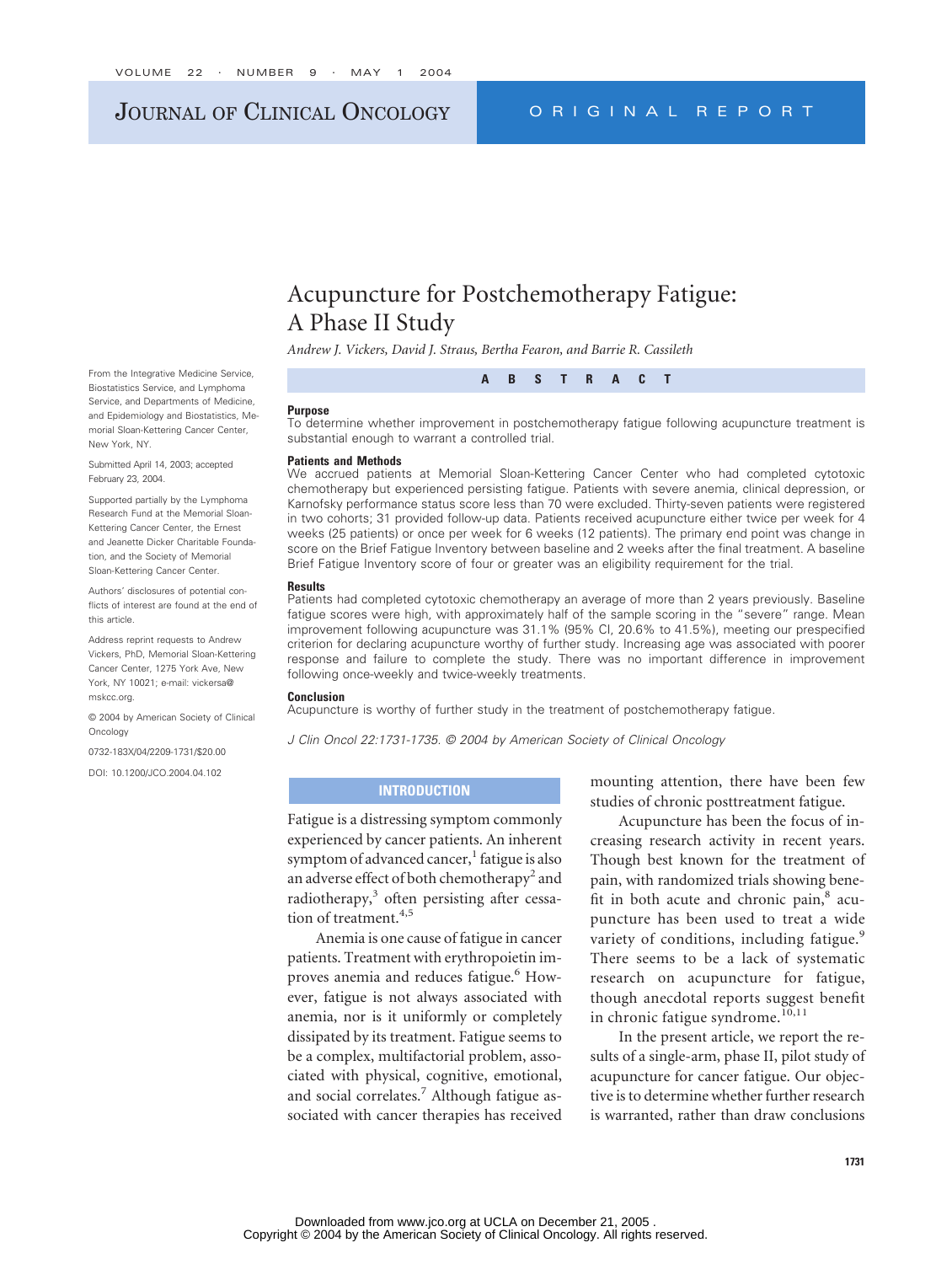# Acupuncture for Postchemotherapy Fatigue: A Phase II Study

*Andrew J. Vickers, David J. Straus, Bertha Fearon, and Barrie R. Cassileth*

From the Integrative Medicine Service, Biostatistics Service, and Lymphoma Service, and Departments of Medicine, and Epidemiology and Biostatistics, Memorial Sloan-Kettering Cancer Center, New York, NY.

Submitted April 14, 2003; accepted February 23, 2004.

Supported partially by the Lymphoma Research Fund at the Memorial Sloan-Kettering Cancer Center, the Ernest and Jeanette Dicker Charitable Foundation, and the Society of Memorial Sloan-Kettering Cancer Center.

Authors' disclosures of potential conflicts of interest are found at the end of this article.

Address reprint requests to Andrew Vickers, PhD, Memorial Sloan-Kettering Cancer Center, 1275 York Ave, New York, NY 10021; e-mail: vickersa@mskcc.org.

© 2004 by American Society of Clinical Oncology

0732-183X/04/2209-1731/$20.00

DOI: 10.1200/JCO.2004.04.102

## ABSTRACT

### Purpose

To determine whether improvement in postchemotherapy fatigue following acupuncture treatment is substantial enough to warrant a controlled trial.

### Patients and Methods

We accrued patients at Memorial Sloan-Kettering Cancer Center who had completed cytotoxic chemotherapy but experienced persisting fatigue. Patients with severe anemia, clinical depression, or Karnofsky performance status score less than 70 were excluded. Thirty-seven patients were registered in two cohorts; 31 provided follow-up data. Patients received acupuncture either twice per week for 4 weeks (25 patients) or once per week for 6 weeks (12 patients). The primary end point was change in score on the Brief Fatigue Inventory between baseline and 2 weeks after the final treatment. A baseline Brief Fatigue Inventory score of four or greater was an eligibility requirement for the trial.

### Results

Patients had completed cytotoxic chemotherapy an average of more than 2 years previously. Baseline fatigue scores were high, with approximately half of the sample scoring in the "severe" range. Mean improvement following acupuncture was 31.1% (95% CI, 20.6% to 41.5%), meeting our prespecified criterion for declaring acupuncture worthy of further study. Increasing age was associated with poorer response and failure to complete the study. There was no important difference in improvement following once-weekly and twice-weekly treatments.

### Conclusion

Acupuncture is worthy of further study in the treatment of postchemotherapy fatigue.

*J Clin Oncol 22:1731-1735. © 2004 by American Society of Clinical Oncology*

## INTRODUCTION

Fatigue is a distressing symptom commonly experienced by cancer patients. An inherent symptom of advanced cancer,[1] fatigue is also an adverse effect of both chemotherapy[2] and radiotherapy,[3] often persisting after cessation of treatment.[4,5]

Anemia is one cause of fatigue in cancer patients. Treatment with erythropoietin improves anemia and reduces fatigue.[6] However, fatigue is not always associated with anemia, nor is it uniformly or completely dissipated by its treatment. Fatigue seems to be a complex, multifactorial problem, associated with physical, cognitive, emotional, and social correlates.[7] Although fatigue associated with cancer therapies has received mounting attention, there have been few studies of chronic posttreatment fatigue.

Acupuncture has been the focus of increasing research activity in recent years. Though best known for the treatment of pain, with randomized trials showing benefit in both acute and chronic pain,[8] acupuncture has been used to treat a wide variety of conditions, including fatigue.[9] There seems to be a lack of systematic research on acupuncture for fatigue, though anecdotal reports suggest benefit in chronic fatigue syndrome.[10,11]

In the present article, we report the results of a single-arm, phase II, pilot study of acupuncture for cancer fatigue. Our objective is to determine whether further research is warranted, rather than draw conclusions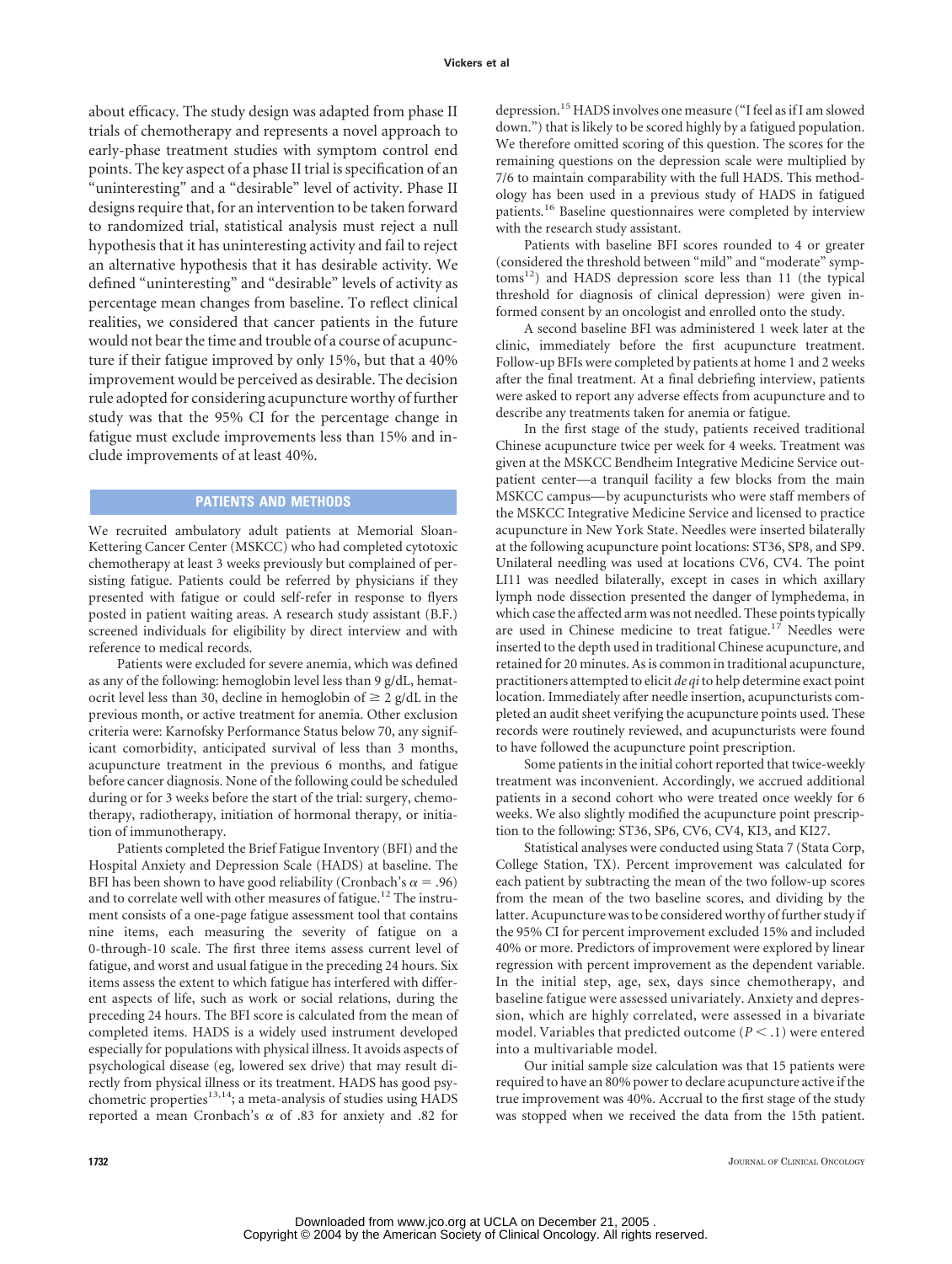about efficacy. The study design was adapted from phase II trials of chemotherapy and represents a novel approach to early-phase treatment studies with symptom control end points. The key aspect of a phase II trial is specification of an "uninteresting" and a "desirable" level of activity. Phase II designs require that, for an intervention to be taken forward to randomized trial, statistical analysis must reject a null hypothesis that it has uninteresting activity and fail to reject an alternative hypothesis that it has desirable activity. We defined "uninteresting" and "desirable" levels of activity as percentage mean changes from baseline. To reflect clinical realities, we considered that cancer patients in the future would not bear the time and trouble of a course of acupuncture if their fatigue improved by only 15%, but that a 40% improvement would be perceived as desirable. The decision rule adopted for considering acupuncture worthy of further study was that the 95% CI for the percentage change in fatigue must exclude improvements less than 15% and include improvements of at least 40%.

## PATIENTS AND METHODS

We recruited ambulatory adult patients at Memorial Sloan-Kettering Cancer Center (MSKCC) who had completed cytotoxic chemotherapy at least 3 weeks previously but complained of persisting fatigue. Patients could be referred by physicians if they presented with fatigue or could self-refer in response to flyers posted in patient waiting areas. A research study assistant (B.F.) screened individuals for eligibility by direct interview and with reference to medical records.

Patients were excluded for severe anemia, which was defined as any of the following: hemoglobin level less than 9 g/dL, hematocrit level less than 30, decline in hemoglobin of $\geq$ 2 g/dL in the previous month, or active treatment for anemia. Other exclusion criteria were: Karnofsky Performance Status below 70, any significant comorbidity, anticipated survival of less than 3 months, acupuncture treatment in the previous 6 months, and fatigue before cancer diagnosis. None of the following could be scheduled during or for 3 weeks before the start of the trial: surgery, chemotherapy, radiotherapy, initiation of hormonal therapy, or initiation of immunotherapy.

Patients completed the Brief Fatigue Inventory (BFI) and the Hospital Anxiety and Depression Scale (HADS) at baseline. The BFI has been shown to have good reliability (Cronbach's $\alpha$ = .96) and to correlate well with other measures of fatigue.[12] The instrument consists of a one-page fatigue assessment tool that contains nine items, each measuring the severity of fatigue on a 0-through-10 scale. The first three items assess current level of fatigue, and worst and usual fatigue in the preceding 24 hours. Six items assess the extent to which fatigue has interfered with different aspects of life, such as work or social relations, during the preceding 24 hours. The BFI score is calculated from the mean of completed items. HADS is a widely used instrument developed especially for populations with physical illness. It avoids aspects of psychological disease (eg, lowered sex drive) that may result directly from physical illness or its treatment. HADS has good psychometric properties[13,14]; a meta-analysis of studies using HADS reported a mean Cronbach's $\alpha$ of .83 for anxiety and .82 for depression.[15] HADS involves one measure ("I feel as if I am slowed down.") that is likely to be scored highly by a fatigued population. We therefore omitted scoring of this question. The scores for the remaining questions on the depression scale were multiplied by 7/6 to maintain comparability with the full HADS. This methodology has been used in a previous study of HADS in fatigued patients.[16] Baseline questionnaires were completed by interview with the research study assistant.

Patients with baseline BFI scores rounded to 4 or greater (considered the threshold between "mild" and "moderate" symptoms[12]) and HADS depression score less than 11 (the typical threshold for diagnosis of clinical depression) were given informed consent by an oncologist and enrolled onto the study.

A second baseline BFI was administered 1 week later at the clinic, immediately before the first acupuncture treatment. Follow-up BFIs were completed by patients at home 1 and 2 weeks after the final treatment. At a final debriefing interview, patients were asked to report any adverse effects from acupuncture and to describe any treatments taken for anemia or fatigue.

In the first stage of the study, patients received traditional Chinese acupuncture twice per week for 4 weeks. Treatment was given at the MSKCC Bendheim Integrative Medicine Service outpatient center—a tranquil facility a few blocks from the main MSKCC campus—by acupuncturists who were staff members of the MSKCC Integrative Medicine Service and licensed to practice acupuncture in New York State. Needles were inserted bilaterally at the following acupuncture point locations: ST36, SP8, and SP9. Unilateral needling was used at locations CV6, CV4. The point LI11 was needled bilaterally, except in cases in which axillary lymph node dissection presented the danger of lymphedema, in which case the affected arm was not needled. These points typically are used in Chinese medicine to treat fatigue.[17] Needles were inserted to the depth used in traditional Chinese acupuncture, and retained for 20 minutes. As is common in traditional acupuncture, practitioners attempted to elicit *de qi* to help determine exact point location. Immediately after needle insertion, acupuncturists completed an audit sheet verifying the acupuncture points used. These records were routinely reviewed, and acupuncturists were found to have followed the acupuncture point prescription.

Some patients in the initial cohort reported that twice-weekly treatment was inconvenient. Accordingly, we accrued additional patients in a second cohort who were treated once weekly for 6 weeks. We also slightly modified the acupuncture point prescription to the following: ST36, SP6, CV6, CV4, KI3, and KI27.

Statistical analyses were conducted using Stata 7 (Stata Corp, College Station, TX). Percent improvement was calculated for each patient by subtracting the mean of the two follow-up scores from the mean of the two baseline scores, and dividing by the latter. Acupuncture was to be considered worthy of further study if the 95% CI for percent improvement excluded 15% and included 40% or more. Predictors of improvement were explored by linear regression with percent improvement as the dependent variable. In the initial step, age, sex, days since chemotherapy, and baseline fatigue were assessed univariately. Anxiety and depression, which are highly correlated, were assessed in a bivariate model. Variables that predicted outcome ($P < .1$) were entered into a multivariable model.

Our initial sample size calculation was that 15 patients were required to have an 80% power to declare acupuncture active if the true improvement was 40%. Accrual to the first stage of the study was stopped when we received the data from the 15th patient.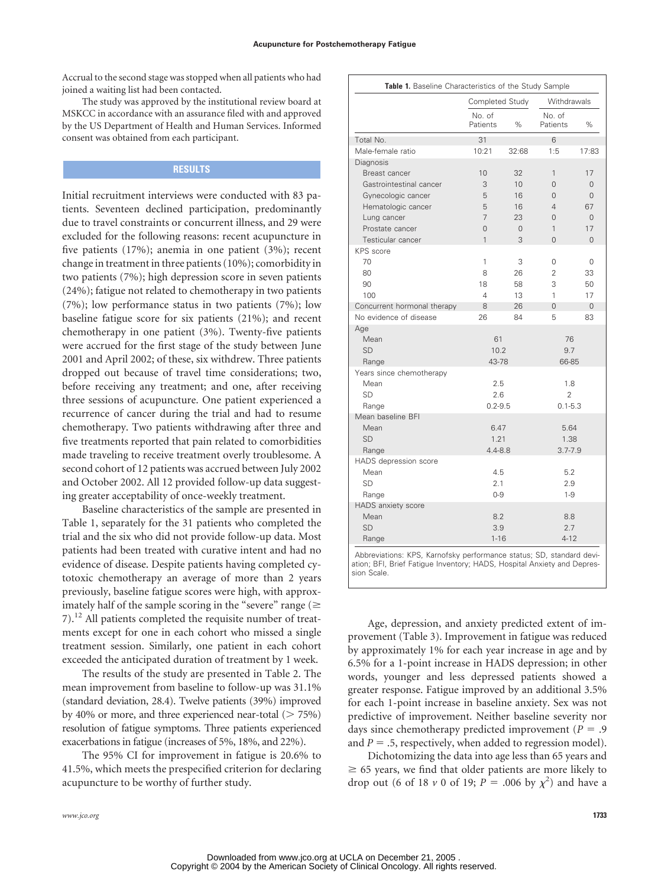Accrual to the second stage was stopped when all patients who had joined a waiting list had been contacted.

The study was approved by the institutional review board at MSKCC in accordance with an assurance filed with and approved by the US Department of Health and Human Services. Informed consent was obtained from each participant.

## RESULTS

Initial recruitment interviews were conducted with 83 patients. Seventeen declined participation, predominantly due to travel constraints or concurrent illness, and 29 were excluded for the following reasons: recent acupuncture in five patients (17%); anemia in one patient (3%); recent change in treatment in three patients (10%); comorbidity in two patients (7%); high depression score in seven patients (24%); fatigue not related to chemotherapy in two patients (7%); low performance status in two patients (7%); low baseline fatigue score for six patients (21%); and recent chemotherapy in one patient (3%). Twenty-five patients were accrued for the first stage of the study between June 2001 and April 2002; of these, six withdrew. Three patients dropped out because of travel time considerations; two, before receiving any treatment; and one, after receiving three sessions of acupuncture. One patient experienced a recurrence of cancer during the trial and had to resume chemotherapy. Two patients withdrawing after three and five treatments reported that pain related to comorbidities made traveling to receive treatment overly troublesome. A second cohort of 12 patients was accrued between July 2002 and October 2002. All 12 provided follow-up data suggesting greater acceptability of once-weekly treatment.

Baseline characteristics of the sample are presented in Table 1, separately for the 31 patients who completed the trial and the six who did not provide follow-up data. Most patients had been treated with curative intent and had no evidence of disease. Despite patients having completed cytotoxic chemotherapy an average of more than 2 years previously, baseline fatigue scores were high, with approximately half of the sample scoring in the "severe" range ($\geq$ 7).[12] All patients completed the requisite number of treatments except for one in each cohort who missed a single treatment session. Similarly, one patient in each cohort exceeded the anticipated duration of treatment by 1 week.

The results of the study are presented in Table 2. The mean improvement from baseline to follow-up was 31.1% (standard deviation, 28.4). Twelve patients (39%) improved by 40% or more, and three experienced near-total ($>$ 75%) resolution of fatigue symptoms. Three patients experienced exacerbations in fatigue (increases of 5%, 18%, and 22%).

The 95% CI for improvement in fatigue is 20.6% to 41.5%, which meets the prespecified criterion for declaring acupuncture to be worthy of further study.

**Table 1.** Baseline Characteristics of the Study Sample

| | Completed Study | | Withdrawals | |
|---|---|---|---|---|
| | No. of Patients | % | No. of Patients | % |
| Total No. | 31 | | 6 | |
| Male-female ratio | 10:21 | 32:68 | 1:5 | 17:83 |
| Diagnosis | | | | |
| Breast cancer | 10 | 32 | 1 | 17 |
| Gastrointestinal cancer | 3 | 10 | 0 | 0 |
| Gynecologic cancer | 5 | 16 | 0 | 0 |
| Hematologic cancer | 5 | 16 | 4 | 67 |
| Lung cancer | 7 | 23 | 0 | 0 |
| Prostate cancer | 0 | 0 | 1 | 17 |
| Testicular cancer | 1 | 3 | 0 | 0 |
| KPS score | | | | |
| 70 | 1 | 3 | 0 | 0 |
| 80 | 8 | 26 | 2 | 33 |
| 90 | 18 | 58 | 3 | 50 |
| 100 | 4 | 13 | 1 | 17 |
| Concurrent hormonal therapy | 8 | 26 | 0 | 0 |
| No evidence of disease | 26 | 84 | 5 | 83 |
| Age | | | | |
| Mean | 61 | | 76 | |
| SD | 10.2 | | 9.7 | |
| Range | 43-78 | | 66-85 | |
| Years since chemotherapy | | | | |
| Mean | 2.5 | | 1.8 | |
| SD | 2.6 | | 2 | |
| Range | 0.2-9.5 | | 0.1-5.3 | |
| Mean baseline BFI | | | | |
| Mean | 6.47 | | 5.64 | |
| SD | 1.21 | | 1.38 | |
| Range | 4.4-8.8 | | 3.7-7.9 | |
| HADS depression score | | | | |
| Mean | 4.5 | | 5.2 | |
| SD | 2.1 | | 2.9 | |
| Range | 0-9 | | 1-9 | |
| HADS anxiety score | | | | |
| Mean | 8.2 | | 8.8 | |
| SD | 3.9 | | 2.7 | |
| Range | 1-16 | | 4-12 | |

Abbreviations: KPS, Karnofsky performance status; SD, standard deviation; BFI, Brief Fatigue Inventory; HADS, Hospital Anxiety and Depression Scale.

Age, depression, and anxiety predicted extent of improvement (Table 3). Improvement in fatigue was reduced by approximately 1% for each year increase in age and by 6.5% for a 1-point increase in HADS depression; in other words, younger and less depressed patients showed a greater response. Fatigue improved by an additional 3.5% for each 1-point increase in baseline anxiety. Sex was not predictive of improvement. Neither baseline severity nor days since chemotherapy predicted improvement ($P = .9$ and $P = .5$, respectively, when added to regression model).

Dichotomizing the data into age less than 65 years and $\geq$ 65 years, we find that older patients are more likely to drop out (6 of 18 *v* 0 of 19; $P = .006$ by $\chi^2$) and have a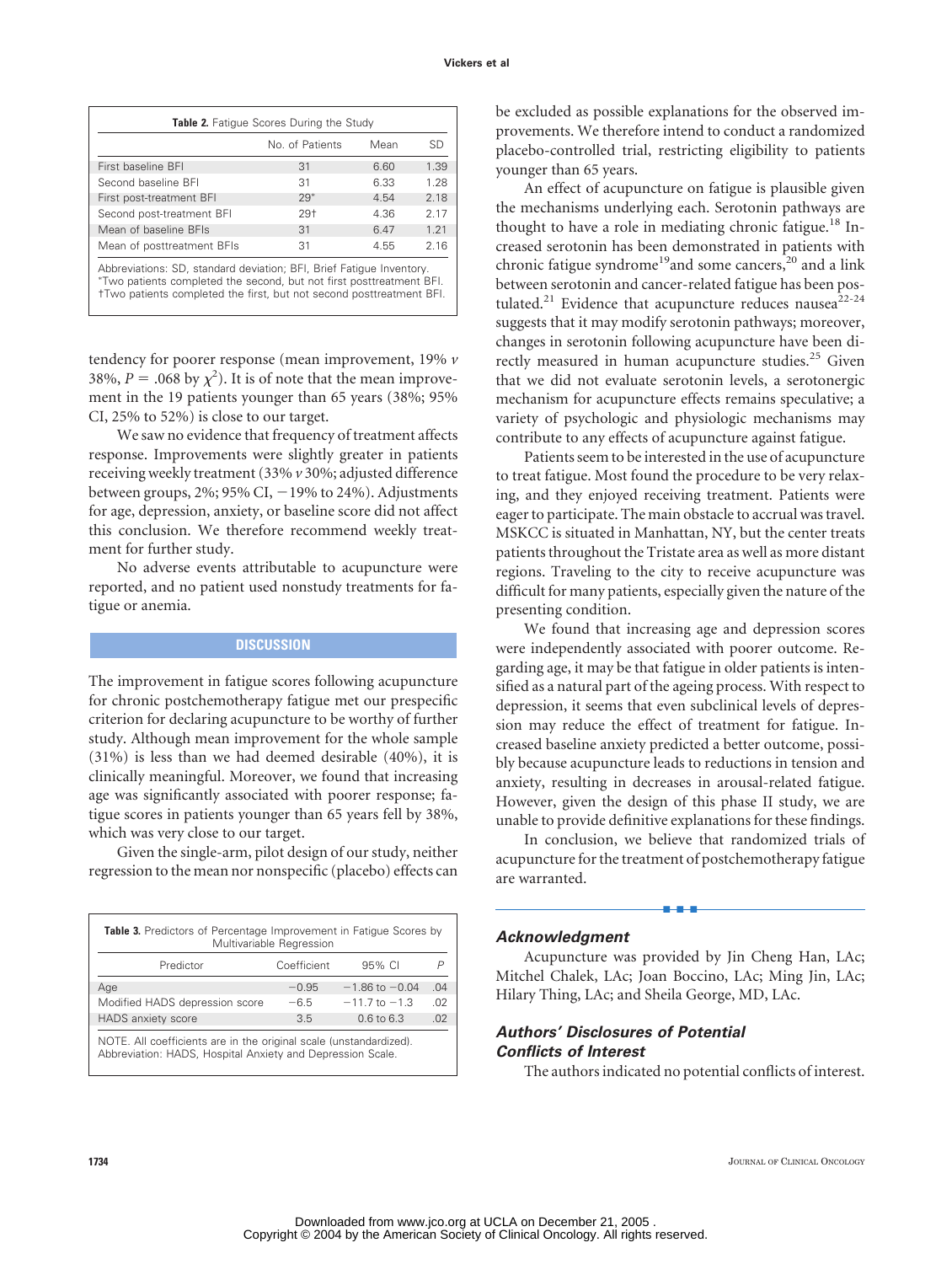Table 2. Fatigue Scores During the Study

| | No. of Patients | Mean | SD |
|---|---|---|---|
| First baseline BFI | 31 | 6.60 | 1.39 |
| Second baseline BFI | 31 | 6.33 | 1.28 |
| First post-treatment BFI | 29* | 4.54 | 2.18 |
| Second post-treatment BFI | 29† | 4.36 | 2.17 |
| Mean of baseline BFIs | 31 | 6.47 | 1.21 |
| Mean of posttreatment BFIs | 31 | 4.55 | 2.16 |

Abbreviations: SD, standard deviation; BFI, Brief Fatigue Inventory.
*Two patients completed the second, but not first posttreatment BFI.
†Two patients completed the first, but not second posttreatment BFI.

tendency for poorer response (mean improvement, 19% *v* 38%, $P = .068$ by $\chi^2$). It is of note that the mean improvement in the 19 patients younger than 65 years (38%; 95% CI, 25% to 52%) is close to our target.

We saw no evidence that frequency of treatment affects response. Improvements were slightly greater in patients receiving weekly treatment (33% *v* 30%; adjusted difference between groups, 2%; 95% CI, −19% to 24%). Adjustments for age, depression, anxiety, or baseline score did not affect this conclusion. We therefore recommend weekly treatment for further study.

No adverse events attributable to acupuncture were reported, and no patient used nonstudy treatments for fatigue or anemia.

## DISCUSSION

The improvement in fatigue scores following acupuncture for chronic postchemotherapy fatigue met our prespecific criterion for declaring acupuncture to be worthy of further study. Although mean improvement for the whole sample (31%) is less than we had deemed desirable (40%), it is clinically meaningful. Moreover, we found that increasing age was significantly associated with poorer response; fatigue scores in patients younger than 65 years fell by 38%, which was very close to our target.

Given the single-arm, pilot design of our study, neither regression to the mean nor nonspecific (placebo) effects can be excluded as possible explanations for the observed improvements. We therefore intend to conduct a randomized placebo-controlled trial, restricting eligibility to patients younger than 65 years.

An effect of acupuncture on fatigue is plausible given the mechanisms underlying each. Serotonin pathways are thought to have a role in mediating chronic fatigue.[18] Increased serotonin has been demonstrated in patients with chronic fatigue syndrome[19] and some cancers,[20] and a link between serotonin and cancer-related fatigue has been postulated.[21] Evidence that acupuncture reduces nausea[22-24] suggests that it may modify serotonin pathways; moreover, changes in serotonin following acupuncture have been directly measured in human acupuncture studies.[25] Given that we did not evaluate serotonin levels, a serotonergic mechanism for acupuncture effects remains speculative; a variety of psychologic and physiologic mechanisms may contribute to any effects of acupuncture against fatigue.

Patients seem to be interested in the use of acupuncture to treat fatigue. Most found the procedure to be very relaxing, and they enjoyed receiving treatment. Patients were eager to participate. The main obstacle to accrual was travel. MSKCC is situated in Manhattan, NY, but the center treats patients throughout the Tristate area as well as more distant regions. Traveling to the city to receive acupuncture was difficult for many patients, especially given the nature of the presenting condition.

We found that increasing age and depression scores were independently associated with poorer outcome. Regarding age, it may be that fatigue in older patients is intensified as a natural part of the ageing process. With respect to depression, it seems that even subclinical levels of depression may reduce the effect of treatment for fatigue. Increased baseline anxiety predicted a better outcome, possibly because acupuncture leads to reductions in tension and anxiety, resulting in decreases in arousal-related fatigue. However, given the design of this phase II study, we are unable to provide definitive explanations for these findings.

In conclusion, we believe that randomized trials of acupuncture for the treatment of postchemotherapy fatigue are warranted.

Table 3. Predictors of Percentage Improvement in Fatigue Scores by Multivariable Regression

| Predictor | Coefficient | 95% CI | *P* |
|---|---|---|---|
| Age | −0.95 | −1.86 to −0.04 | .04 |
| Modified HADS depression score | −6.5 | −11.7 to −1.3 | .02 |
| HADS anxiety score | 3.5 | 0.6 to 6.3 | .02 |

NOTE. All coefficients are in the original scale (unstandardized).
Abbreviation: HADS, Hospital Anxiety and Depression Scale.

### *Acknowledgment*

Acupuncture was provided by Jin Cheng Han, LAc; Mitchel Chalek, LAc; Joan Boccino, LAc; Ming Jin, LAc; Hilary Thing, LAc; and Sheila George, MD, LAc.

### *Authors' Disclosures of Potential Conflicts of Interest*

The authors indicated no potential conflicts of interest.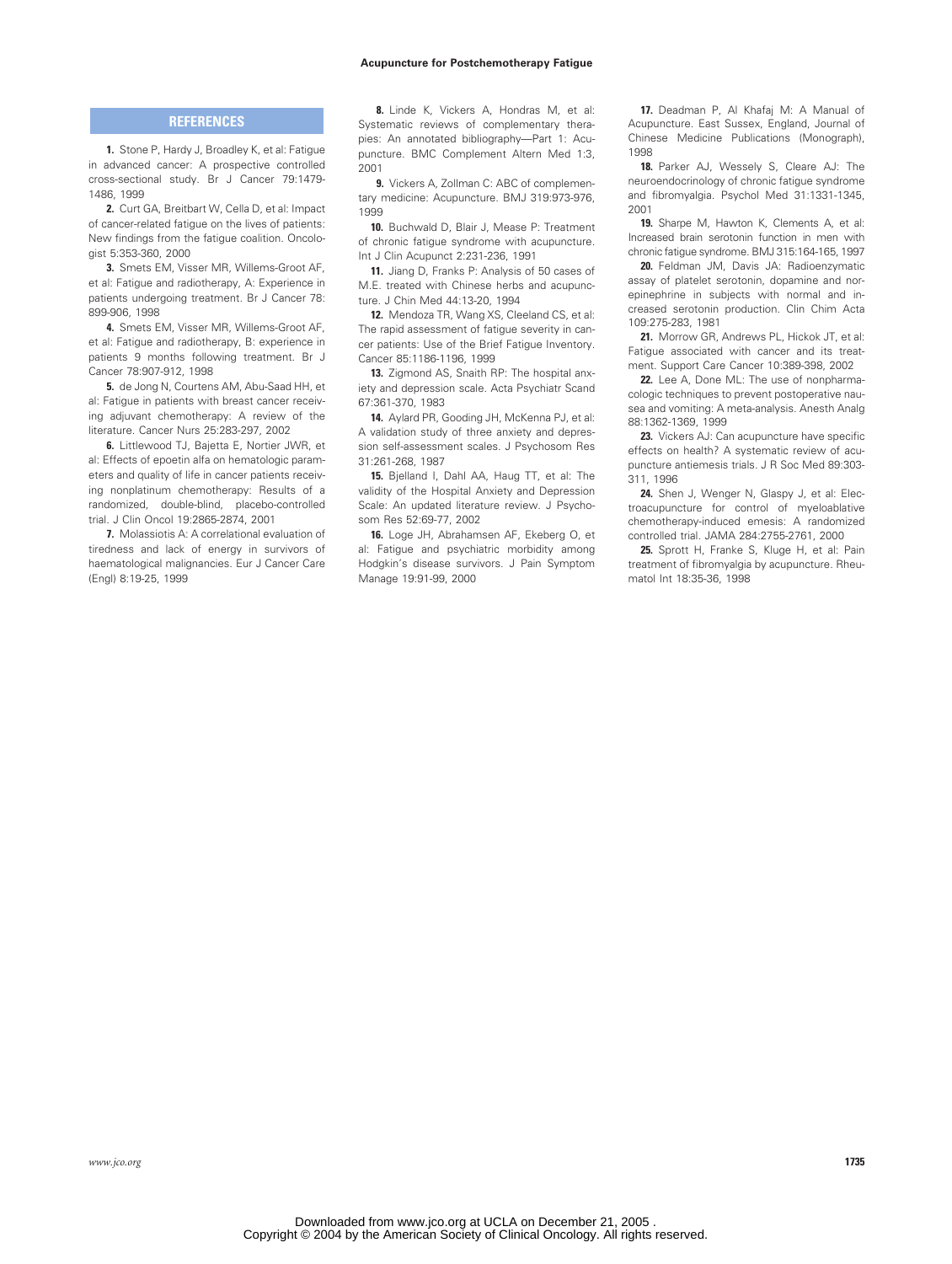## REFERENCES

**1.** Stone P, Hardy J, Broadley K, et al: Fatigue in advanced cancer: A prospective controlled cross-sectional study. Br J Cancer 79:1479-1486, 1999

**2.** Curt GA, Breitbart W, Cella D, et al: Impact of cancer-related fatigue on the lives of patients: New findings from the fatigue coalition. Oncologist 5:353-360, 2000

**3.** Smets EM, Visser MR, Willems-Groot AF, et al: Fatigue and radiotherapy, A: Experience in patients undergoing treatment. Br J Cancer 78: 899-906, 1998

**4.** Smets EM, Visser MR, Willems-Groot AF, et al: Fatigue and radiotherapy, B: experience in patients 9 months following treatment. Br J Cancer 78:907-912, 1998

**5.** de Jong N, Courtens AM, Abu-Saad HH, et al: Fatigue in patients with breast cancer receiving adjuvant chemotherapy: A review of the literature. Cancer Nurs 25:283-297, 2002

**6.** Littlewood TJ, Bajetta E, Nortier JWR, et al: Effects of epoetin alfa on hematologic parameters and quality of life in cancer patients receiving nonplatinum chemotherapy: Results of a randomized, double-blind, placebo-controlled trial. J Clin Oncol 19:2865-2874, 2001

**7.** Molassiotis A: A correlational evaluation of tiredness and lack of energy in survivors of haematological malignancies. Eur J Cancer Care (Engl) 8:19-25, 1999

**8.** Linde K, Vickers A, Hondras M, et al: Systematic reviews of complementary therapies: An annotated bibliography—Part 1: Acupuncture. BMC Complement Altern Med 1:3, 2001

**9.** Vickers A, Zollman C: ABC of complementary medicine: Acupuncture. BMJ 319:973-976, 1999

**10.** Buchwald D, Blair J, Mease P: Treatment of chronic fatigue syndrome with acupuncture. Int J Clin Acupunct 2:231-236, 1991

**11.** Jiang D, Franks P: Analysis of 50 cases of M.E. treated with Chinese herbs and acupuncture. J Chin Med 44:13-20, 1994

**12.** Mendoza TR, Wang XS, Cleeland CS, et al: The rapid assessment of fatigue severity in cancer patients: Use of the Brief Fatigue Inventory. Cancer 85:1186-1196, 1999

**13.** Zigmond AS, Snaith RP: The hospital anxiety and depression scale. Acta Psychiatr Scand 67:361-370, 1983

**14.** Aylard PR, Gooding JH, McKenna PJ, et al: A validation study of three anxiety and depression self-assessment scales. J Psychosom Res 31:261-268, 1987

**15.** Bjelland I, Dahl AA, Haug TT, et al: The validity of the Hospital Anxiety and Depression Scale: An updated literature review. J Psychosom Res 52:69-77, 2002

**16.** Loge JH, Abrahamsen AF, Ekeberg O, et al: Fatigue and psychiatric morbidity among Hodgkin's disease survivors. J Pain Symptom Manage 19:91-99, 2000

**17.** Deadman P, Al Khafaj M: A Manual of Acupuncture. East Sussex, England, Journal of Chinese Medicine Publications (Monograph), 1998

**18.** Parker AJ, Wessely S, Cleare AJ: The neuroendocrinology of chronic fatigue syndrome and fibromyalgia. Psychol Med 31:1331-1345, 2001

**19.** Sharpe M, Hawton K, Clements A, et al: Increased brain serotonin function in men with chronic fatigue syndrome. BMJ 315:164-165, 1997

**20.** Feldman JM, Davis JA: Radioenzymatic assay of platelet serotonin, dopamine and norepinephrine in subjects with normal and increased serotonin production. Clin Chim Acta 109:275-283, 1981

**21.** Morrow GR, Andrews PL, Hickok JT, et al: Fatigue associated with cancer and its treatment. Support Care Cancer 10:389-398, 2002

**22.** Lee A, Done ML: The use of nonpharmacologic techniques to prevent postoperative nausea and vomiting: A meta-analysis. Anesth Analg 88:1362-1369, 1999

**23.** Vickers AJ: Can acupuncture have specific effects on health? A systematic review of acupuncture antiemesis trials. J R Soc Med 89:303-311, 1996

**24.** Shen J, Wenger N, Glaspy J, et al: Electroacupuncture for control of myeloablative chemotherapy-induced emesis: A randomized controlled trial. JAMA 284:2755-2761, 2000

**25.** Sprott H, Franke S, Kluge H, et al: Pain treatment of fibromyalgia by acupuncture. Rheumatol Int 18:35-36, 1998